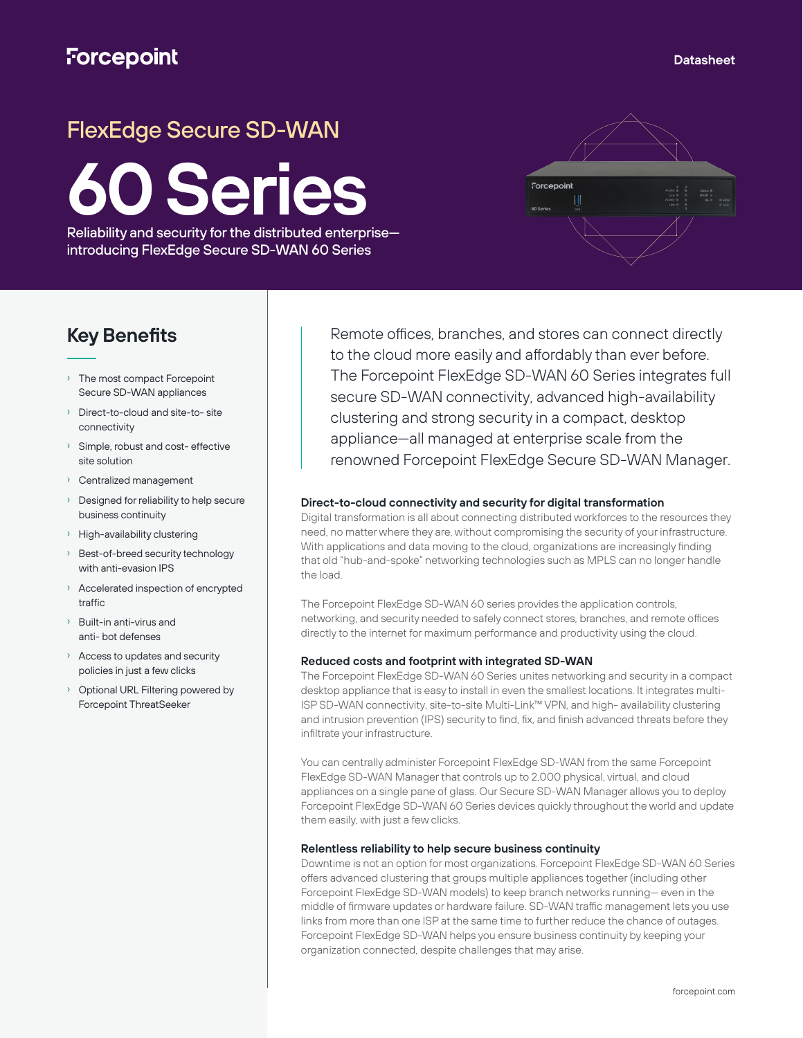Forcepoint

Datasheet

## FlexEdge Secure SD-WAN

# 60 Series

**Reliability and security for the distributed enterprise—introducing FlexEdge Secure SD-WAN 60 Series**

## Key Benefits

- The most compact Forcepoint Secure SD-WAN appliances
- Direct-to-cloud and site-to- site connectivity
- Simple, robust and cost- effective site solution
- Centralized management
- Designed for reliability to help secure business continuity
- High-availability clustering
- Best-of-breed security technology with anti-evasion IPS
- Accelerated inspection of encrypted traffic
- Built-in anti-virus and anti- bot defenses
- Access to updates and security policies in just a few clicks
- Optional URL Filtering powered by Forcepoint ThreatSeeker

Remote offices, branches, and stores can connect directly to the cloud more easily and affordably than ever before. The Forcepoint FlexEdge SD-WAN 60 Series integrates full secure SD-WAN connectivity, advanced high-availability clustering and strong security in a compact, desktop appliance—all managed at enterprise scale from the renowned Forcepoint FlexEdge Secure SD-WAN Manager.

### Direct-to-cloud connectivity and security for digital transformation

Digital transformation is all about connecting distributed workforces to the resources they need, no matter where they are, without compromising the security of your infrastructure. With applications and data moving to the cloud, organizations are increasingly finding that old "hub-and-spoke" networking technologies such as MPLS can no longer handle the load.

The Forcepoint FlexEdge SD-WAN 60 series provides the application controls, networking, and security needed to safely connect stores, branches, and remote offices directly to the internet for maximum performance and productivity using the cloud.

### Reduced costs and footprint with integrated SD-WAN

The Forcepoint FlexEdge SD-WAN 60 Series unites networking and security in a compact desktop appliance that is easy to install in even the smallest locations. It integrates multi-ISP SD-WAN connectivity, site-to-site Multi-Link™ VPN, and high- availability clustering and intrusion prevention (IPS) security to find, fix, and finish advanced threats before they infiltrate your infrastructure.

You can centrally administer Forcepoint FlexEdge SD-WAN from the same Forcepoint FlexEdge SD-WAN Manager that controls up to 2,000 physical, virtual, and cloud appliances on a single pane of glass. Our Secure SD-WAN Manager allows you to deploy Forcepoint FlexEdge SD-WAN 60 Series devices quickly throughout the world and update them easily, with just a few clicks.

### Relentless reliability to help secure business continuity

Downtime is not an option for most organizations. Forcepoint FlexEdge SD-WAN 60 Series offers advanced clustering that groups multiple appliances together (including other Forcepoint FlexEdge SD-WAN models) to keep branch networks running— even in the middle of firmware updates or hardware failure. SD-WAN traffic management lets you use links from more than one ISP at the same time to further reduce the chance of outages. Forcepoint FlexEdge SD-WAN helps you ensure business continuity by keeping your organization connected, despite challenges that may arise.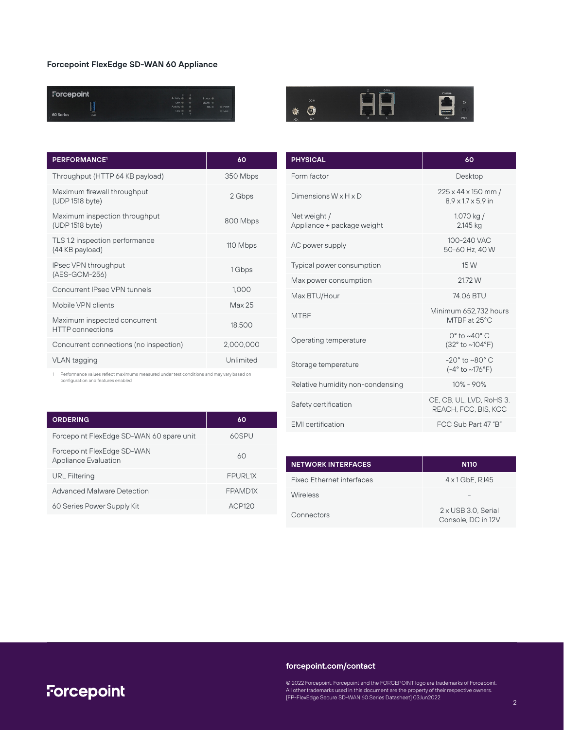## Forcepoint FlexEdge SD-WAN 60 Appliance

| PERFORMANCE[1] | 60 |
|---|---|
| Throughput (HTTP 64 KB payload) | 350 Mbps |
| Maximum firewall throughput (UDP 1518 byte) | 2 Gbps |
| Maximum inspection throughput (UDP 1518 byte) | 800 Mbps |
| TLS 1.2 inspection performance (44 KB payload) | 110 Mbps |
| IPsec VPN throughput (AES-GCM-256) | 1 Gbps |
| Concurrent IPsec VPN tunnels | 1,000 |
| Mobile VPN clients | Max 25 |
| Maximum inspected concurrent HTTP connections | 18,500 |
| Concurrent connections (no inspection) | 2,000,000 |
| VLAN tagging | Unlimited |

1 Performance values reflect maximums measured under test conditions and may vary based on configuration and features enabled

| ORDERING | 60 |
|---|---|
| Forcepoint FlexEdge SD-WAN 60 spare unit | 60SPU |
| Forcepoint FlexEdge SD-WAN Appliance Evaluation | 60 |
| URL Filtering | FPURL1X |
| Advanced Malware Detection | FPAMD1X |
| 60 Series Power Supply Kit | ACP120 |

| PHYSICAL | 60 |
|---|---|
| Form factor | Desktop |
| Dimensions W x H x D | 225 x 44 x 150 mm / 8.9 x 1.7 x 5.9 in |
| Net weight / Appliance + package weight | 1.070 kg / 2.145 kg |
| AC power supply | 100-240 VAC 50-60 Hz, 40 W |
| Typical power consumption | 15 W |
| Max power consumption | 21.72 W |
| Max BTU/Hour | 74.06 BTU |
| MTBF | Minimum 652,732 hours MTBF at 25°C |
| Operating temperature | 0° to ~40° C (32° to ~104°F) |
| Storage temperature | -20° to ~80° C (-4° to ~176°F) |
| Relative humidity non-condensing | 10% - 90% |
| Safety certification | CE, CB, UL, LVD, RoHS 3. REACH, FCC, BIS, KCC |
| EMI certification | FCC Sub Part 47 "B" |

| NETWORK INTERFACES | N110 |
|---|---|
| Fixed Ethernet interfaces | 4 x 1 GbE, RJ45 |
| Wireless | – |
| Connectors | 2 x USB 3.0, Serial Console, DC in 12V |

forcepoint.com/contact

© 2022 Forcepoint. Forcepoint and the FORCEPOINT logo are trademarks of Forcepoint. All other trademarks used in this document are the property of their respective owners. [FP-FlexEdge Secure SD-WAN 60 Series Datasheet] 03Jun2022